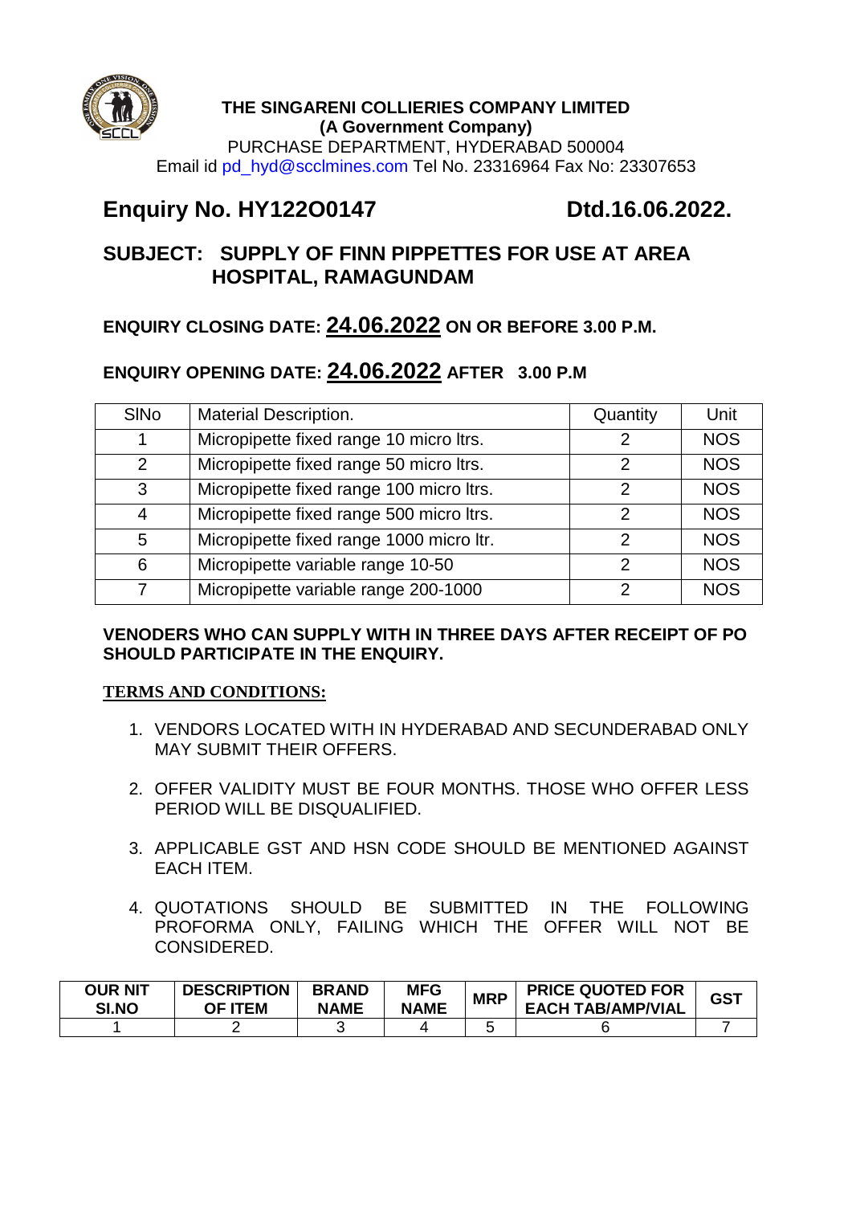**THE SINGARENI COLLIERIES COMPANY LIMITED**
**(A Government Company)**
PURCHASE DEPARTMENT, HYDERABAD 500004
Email id pd_hyd@scclmines.com Tel No. 23316964 Fax No: 23307653

## Enquiry No. HY122O0147 Dtd.16.06.2022.

## SUBJECT: SUPPLY OF FINN PIPPETTES FOR USE AT AREA HOSPITAL, RAMAGUNDAM

**ENQUIRY CLOSING DATE: 24.06.2022 ON OR BEFORE 3.00 P.M.**

**ENQUIRY OPENING DATE: 24.06.2022 AFTER 3.00 P.M**

| SlNo | Material Description. | Quantity | Unit |
|---|---|---|---|
| 1 | Micropipette fixed range 10 micro ltrs. | 2 | NOS |
| 2 | Micropipette fixed range 50 micro ltrs. | 2 | NOS |
| 3 | Micropipette fixed range 100 micro ltrs. | 2 | NOS |
| 4 | Micropipette fixed range 500 micro ltrs. | 2 | NOS |
| 5 | Micropipette fixed range 1000 micro ltr. | 2 | NOS |
| 6 | Micropipette variable range 10-50 | 2 | NOS |
| 7 | Micropipette variable range 200-1000 | 2 | NOS |

**VENODERS WHO CAN SUPPLY WITH IN THREE DAYS AFTER RECEIPT OF PO SHOULD PARTICIPATE IN THE ENQUIRY.**

**TERMS AND CONDITIONS:**

1. VENDORS LOCATED WITH IN HYDERABAD AND SECUNDERABAD ONLY MAY SUBMIT THEIR OFFERS.
2. OFFER VALIDITY MUST BE FOUR MONTHS. THOSE WHO OFFER LESS PERIOD WILL BE DISQUALIFIED.
3. APPLICABLE GST AND HSN CODE SHOULD BE MENTIONED AGAINST EACH ITEM.
4. QUOTATIONS SHOULD BE SUBMITTED IN THE FOLLOWING PROFORMA ONLY, FAILING WHICH THE OFFER WILL NOT BE CONSIDERED.

| OUR NIT SI.NO | DESCRIPTION OF ITEM | BRAND NAME | MFG NAME | MRP | PRICE QUOTED FOR EACH TAB/AMP/VIAL | GST |
|---|---|---|---|---|---|---|
| 1 | 2 | 3 | 4 | 5 | 6 | 7 |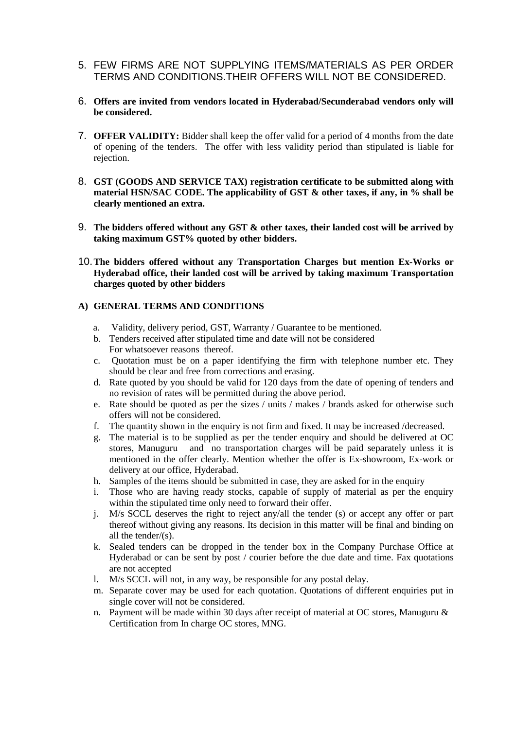5. FEW FIRMS ARE NOT SUPPLYING ITEMS/MATERIALS AS PER ORDER TERMS AND CONDITIONS.THEIR OFFERS WILL NOT BE CONSIDERED.

6. **Offers are invited from vendors located in Hyderabad/Secunderabad vendors only will be considered.**

7. **OFFER VALIDITY:** Bidder shall keep the offer valid for a period of 4 months from the date of opening of the tenders. The offer with less validity period than stipulated is liable for rejection.

8. **GST (GOODS AND SERVICE TAX) registration certificate to be submitted along with material HSN/SAC CODE. The applicability of GST & other taxes, if any, in % shall be clearly mentioned an extra.**

9. **The bidders offered without any GST & other taxes, their landed cost will be arrived by taking maximum GST% quoted by other bidders.**

10. **The bidders offered without any Transportation Charges but mention Ex-Works or Hyderabad office, their landed cost will be arrived by taking maximum Transportation charges quoted by other bidders**

**A) GENERAL TERMS AND CONDITIONS**

a. Validity, delivery period, GST, Warranty / Guarantee to be mentioned.

b. Tenders received after stipulated time and date will not be considered For whatsoever reasons thereof.

c. Quotation must be on a paper identifying the firm with telephone number etc. They should be clear and free from corrections and erasing.

d. Rate quoted by you should be valid for 120 days from the date of opening of tenders and no revision of rates will be permitted during the above period.

e. Rate should be quoted as per the sizes / units / makes / brands asked for otherwise such offers will not be considered.

f. The quantity shown in the enquiry is not firm and fixed. It may be increased /decreased.

g. The material is to be supplied as per the tender enquiry and should be delivered at OC stores, Manuguru and no transportation charges will be paid separately unless it is mentioned in the offer clearly. Mention whether the offer is Ex-showroom, Ex-work or delivery at our office, Hyderabad.

h. Samples of the items should be submitted in case, they are asked for in the enquiry

i. Those who are having ready stocks, capable of supply of material as per the enquiry within the stipulated time only need to forward their offer.

j. M/s SCCL deserves the right to reject any/all the tender (s) or accept any offer or part thereof without giving any reasons. Its decision in this matter will be final and binding on all the tender/(s).

k. Sealed tenders can be dropped in the tender box in the Company Purchase Office at Hyderabad or can be sent by post / courier before the due date and time. Fax quotations are not accepted

l. M/s SCCL will not, in any way, be responsible for any postal delay.

m. Separate cover may be used for each quotation. Quotations of different enquiries put in single cover will not be considered.

n. Payment will be made within 30 days after receipt of material at OC stores, Manuguru & Certification from In charge OC stores, MNG.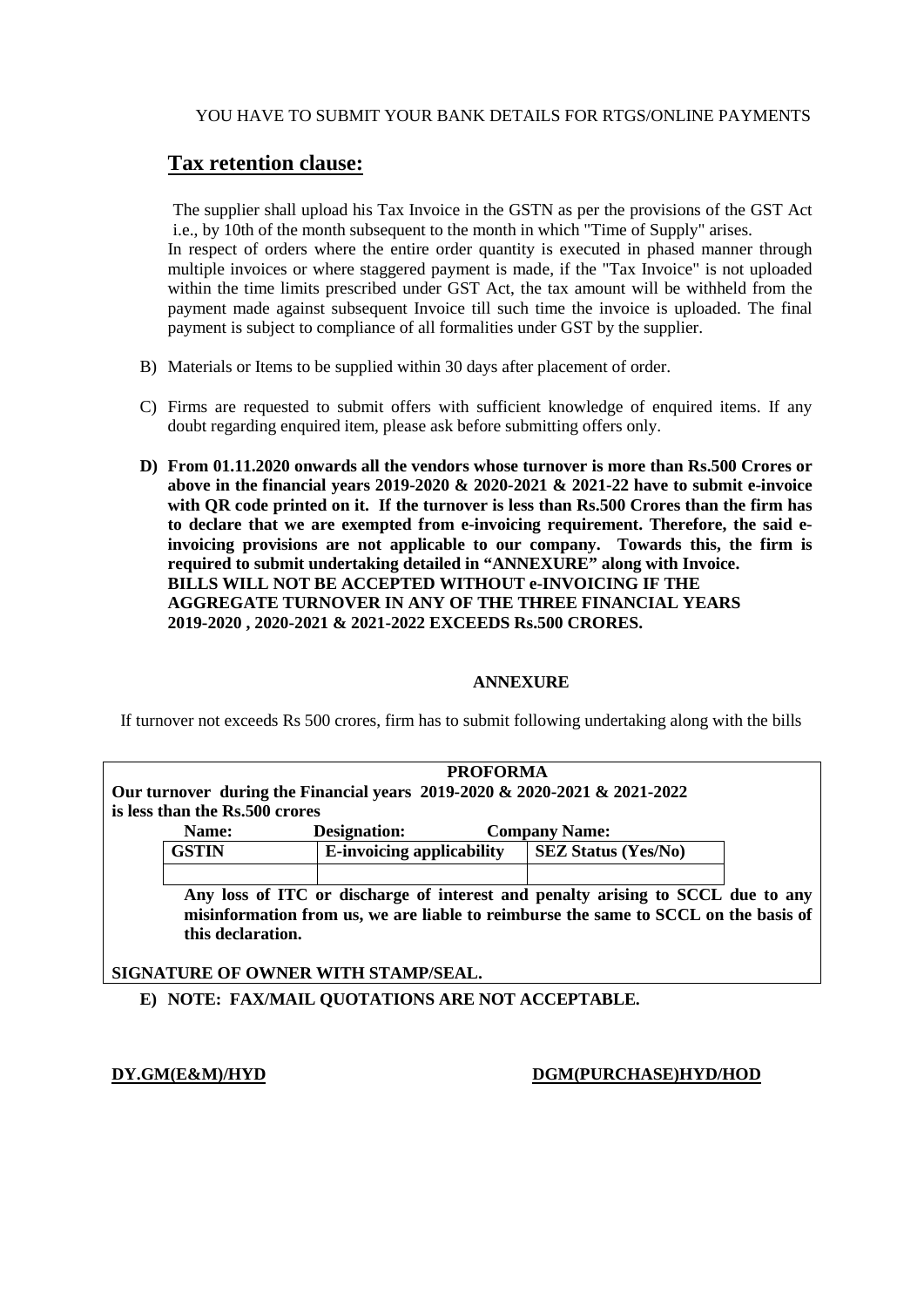YOU HAVE TO SUBMIT YOUR BANK DETAILS FOR RTGS/ONLINE PAYMENTS

## Tax retention clause:

The supplier shall upload his Tax Invoice in the GSTN as per the provisions of the GST Act i.e., by 10th of the month subsequent to the month in which "Time of Supply" arises.
In respect of orders where the entire order quantity is executed in phased manner through multiple invoices or where staggered payment is made, if the "Tax Invoice" is not uploaded within the time limits prescribed under GST Act, the tax amount will be withheld from the payment made against subsequent Invoice till such time the invoice is uploaded. The final payment is subject to compliance of all formalities under GST by the supplier.

B) Materials or Items to be supplied within 30 days after placement of order.

C) Firms are requested to submit offers with sufficient knowledge of enquired items. If any doubt regarding enquired item, please ask before submitting offers only.

**D) From 01.11.2020 onwards all the vendors whose turnover is more than Rs.500 Crores or above in the financial years 2019-2020 & 2020-2021 & 2021-22 have to submit e-invoice with QR code printed on it. If the turnover is less than Rs.500 Crores than the firm has to declare that we are exempted from e-invoicing requirement. Therefore, the said e-invoicing provisions are not applicable to our company. Towards this, the firm is required to submit undertaking detailed in "ANNEXURE" along with Invoice.
BILLS WILL NOT BE ACCEPTED WITHOUT e-INVOICING IF THE AGGREGATE TURNOVER IN ANY OF THE THREE FINANCIAL YEARS 2019-2020 , 2020-2021 & 2021-2022 EXCEEDS Rs.500 CRORES.**

**ANNEXURE**

If turnover not exceeds Rs 500 crores, firm has to submit following undertaking along with the bills

**PROFORMA**

**Our turnover during the Financial years 2019-2020 & 2020-2021 & 2021-2022 is less than the Rs.500 crores**

**Name:** **Designation:** **Company Name:**

| GSTIN | E-invoicing applicability | SEZ Status (Yes/No) |
|---|---|---|
| | | |

**Any loss of ITC or discharge of interest and penalty arising to SCCL due to any misinformation from us, we are liable to reimburse the same to SCCL on the basis of this declaration.**

**SIGNATURE OF OWNER WITH STAMP/SEAL.**

**E) NOTE: FAX/MAIL QUOTATIONS ARE NOT ACCEPTABLE.**

**DY.GM(E&M)/HYD** **DGM(PURCHASE)HYD/HOD**